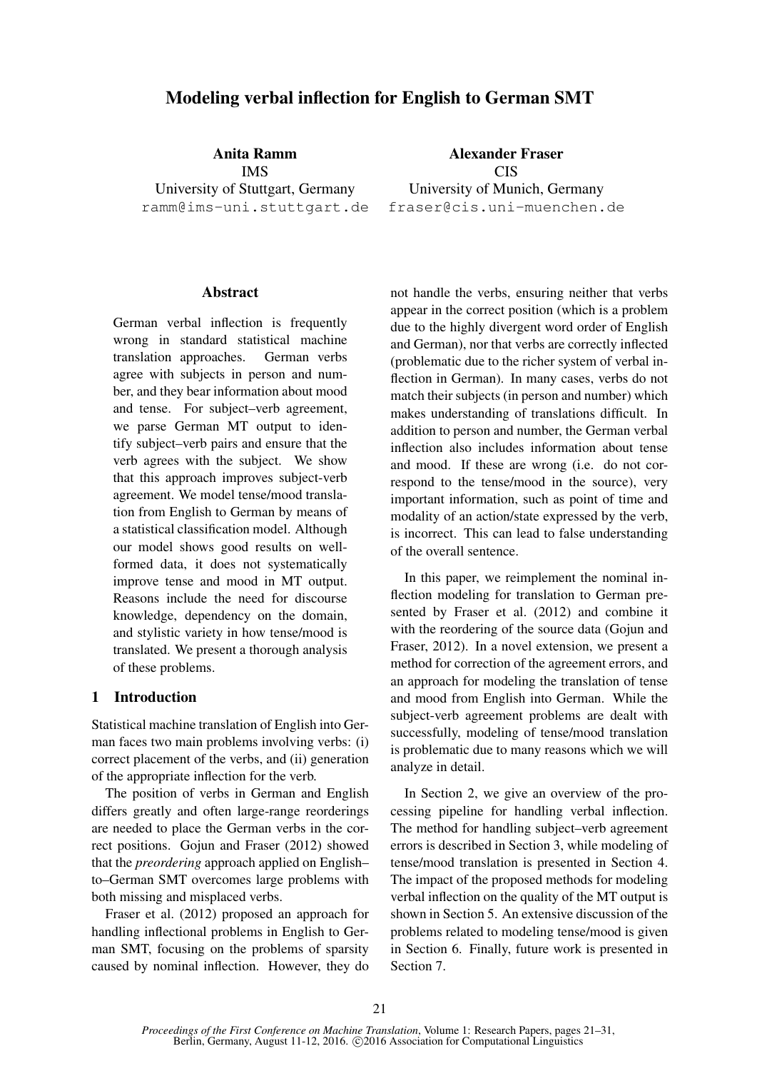# Modeling verbal inflection for English to German SMT

**Anita Ramm**
IMS
University of Stuttgart, Germany
ramm@ims-uni.stuttgart.de

**Alexander Fraser**
CIS
University of Munich, Germany
fraser@cis.uni-muenchen.de

## Abstract

German verbal inflection is frequently wrong in standard statistical machine translation approaches. German verbs agree with subjects in person and number, and they bear information about mood and tense. For subject–verb agreement, we parse German MT output to identify subject–verb pairs and ensure that the verb agrees with the subject. We show that this approach improves subject-verb agreement. We model tense/mood translation from English to German by means of a statistical classification model. Although our model shows good results on well-formed data, it does not systematically improve tense and mood in MT output. Reasons include the need for discourse knowledge, dependency on the domain, and stylistic variety in how tense/mood is translated. We present a thorough analysis of these problems.

## 1 Introduction

Statistical machine translation of English into German faces two main problems involving verbs: (i) correct placement of the verbs, and (ii) generation of the appropriate inflection for the verb.

The position of verbs in German and English differs greatly and often large-range reorderings are needed to place the German verbs in the correct positions. Gojun and Fraser (2012) showed that the *preordering* approach applied on English–to–German SMT overcomes large problems with both missing and misplaced verbs.

Fraser et al. (2012) proposed an approach for handling inflectional problems in English to German SMT, focusing on the problems of sparsity caused by nominal inflection. However, they do not handle the verbs, ensuring neither that verbs appear in the correct position (which is a problem due to the highly divergent word order of English and German), nor that verbs are correctly inflected (problematic due to the richer system of verbal inflection in German). In many cases, verbs do not match their subjects (in person and number) which makes understanding of translations difficult. In addition to person and number, the German verbal inflection also includes information about tense and mood. If these are wrong (i.e. do not correspond to the tense/mood in the source), very important information, such as point of time and modality of an action/state expressed by the verb, is incorrect. This can lead to false understanding of the overall sentence.

In this paper, we reimplement the nominal inflection modeling for translation to German presented by Fraser et al. (2012) and combine it with the reordering of the source data (Gojun and Fraser, 2012). In a novel extension, we present a method for correction of the agreement errors, and an approach for modeling the translation of tense and mood from English into German. While the subject-verb agreement problems are dealt with successfully, modeling of tense/mood translation is problematic due to many reasons which we will analyze in detail.

In Section 2, we give an overview of the processing pipeline for handling verbal inflection. The method for handling subject–verb agreement errors is described in Section 3, while modeling of tense/mood translation is presented in Section 4. The impact of the proposed methods for modeling verbal inflection on the quality of the MT output is shown in Section 5. An extensive discussion of the problems related to modeling tense/mood is given in Section 6. Finally, future work is presented in Section 7.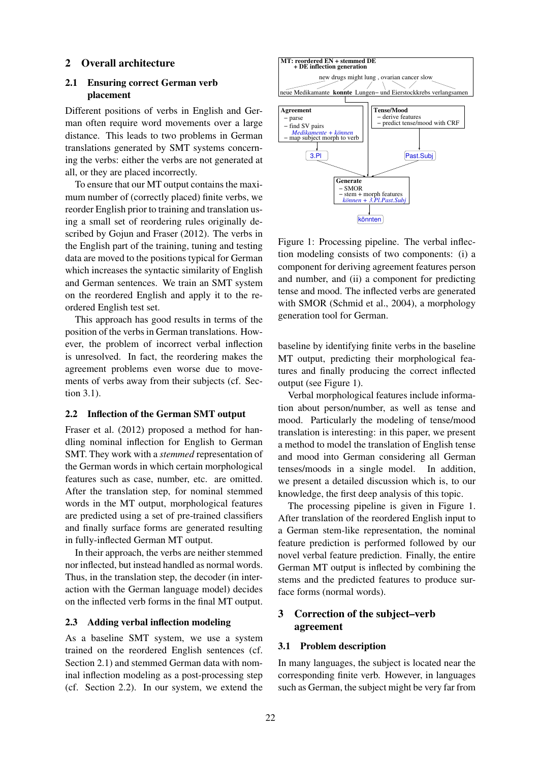## 2 Overall architecture

### 2.1 Ensuring correct German verb placement

Different positions of verbs in English and German often require word movements over a large distance. This leads to two problems in German translations generated by SMT systems concerning the verbs: either the verbs are not generated at all, or they are placed incorrectly.

To ensure that our MT output contains the maximum number of (correctly placed) finite verbs, we reorder English prior to training and translation using a small set of reordering rules originally described by Gojun and Fraser (2012). The verbs in the English part of the training, tuning and testing data are moved to the positions typical for German which increases the syntactic similarity of English and German sentences. We train an SMT system on the reordered English and apply it to the reordered English test set.

This approach has good results in terms of the position of the verbs in German translations. However, the problem of incorrect verbal inflection is unresolved. In fact, the reordering makes the agreement problems even worse due to movements of verbs away from their subjects (cf. Section 3.1).

### 2.2 Inflection of the German SMT output

Fraser et al. (2012) proposed a method for handling nominal inflection for English to German SMT. They work with a *stemmed* representation of the German words in which certain morphological features such as case, number, etc. are omitted. After the translation step, for nominal stemmed words in the MT output, morphological features are predicted using a set of pre-trained classifiers and finally surface forms are generated resulting in fully-inflected German MT output.

In their approach, the verbs are neither stemmed nor inflected, but instead handled as normal words. Thus, in the translation step, the decoder (in interaction with the German language model) decides on the inflected verb forms in the final MT output.

### 2.3 Adding verbal inflection modeling

As a baseline SMT system, we use a system trained on the reordered English sentences (cf. Section 2.1) and stemmed German data with nominal inflection modeling as a post-processing step (cf. Section 2.2). In our system, we extend the baseline by identifying finite verbs in the baseline MT output, predicting their morphological features and finally producing the correct inflected output (see Figure 1).

MT: reordered EN + stemmed DE + DE inflection generation

new drugs might lung , ovarian cancer slow

neue Medikamante **konnte** Lungen– und Eierstockkrebs verlangsamen

**Agreement**
– parse
– find SV pairs
*Medikamente + können*
– map subject morph to verb

→ 3.Pl

**Tense/Mood**
– derive features
– predict tense/mood with CRF

→ Past.Subj

**Generate**
– SMOR
– stem + morph features
*können + 3.Pl.Past.Subj*

→ könnten

Figure 1: Processing pipeline. The verbal inflection modeling consists of two components: (i) a component for deriving agreement features person and number, and (ii) a component for predicting tense and mood. The inflected verbs are generated with SMOR (Schmid et al., 2004), a morphology generation tool for German.

Verbal morphological features include information about person/number, as well as tense and mood. Particularly the modeling of tense/mood translation is interesting: in this paper, we present a method to model the translation of English tense and mood into German considering all German tenses/moods in a single model. In addition, we present a detailed discussion which is, to our knowledge, the first deep analysis of this topic.

The processing pipeline is given in Figure 1. After translation of the reordered English input to a German stem-like representation, the nominal feature prediction is performed followed by our novel verbal feature prediction. Finally, the entire German MT output is inflected by combining the stems and the predicted features to produce surface forms (normal words).

## 3 Correction of the subject–verb agreement

### 3.1 Problem description

In many languages, the subject is located near the corresponding finite verb. However, in languages such as German, the subject might be very far from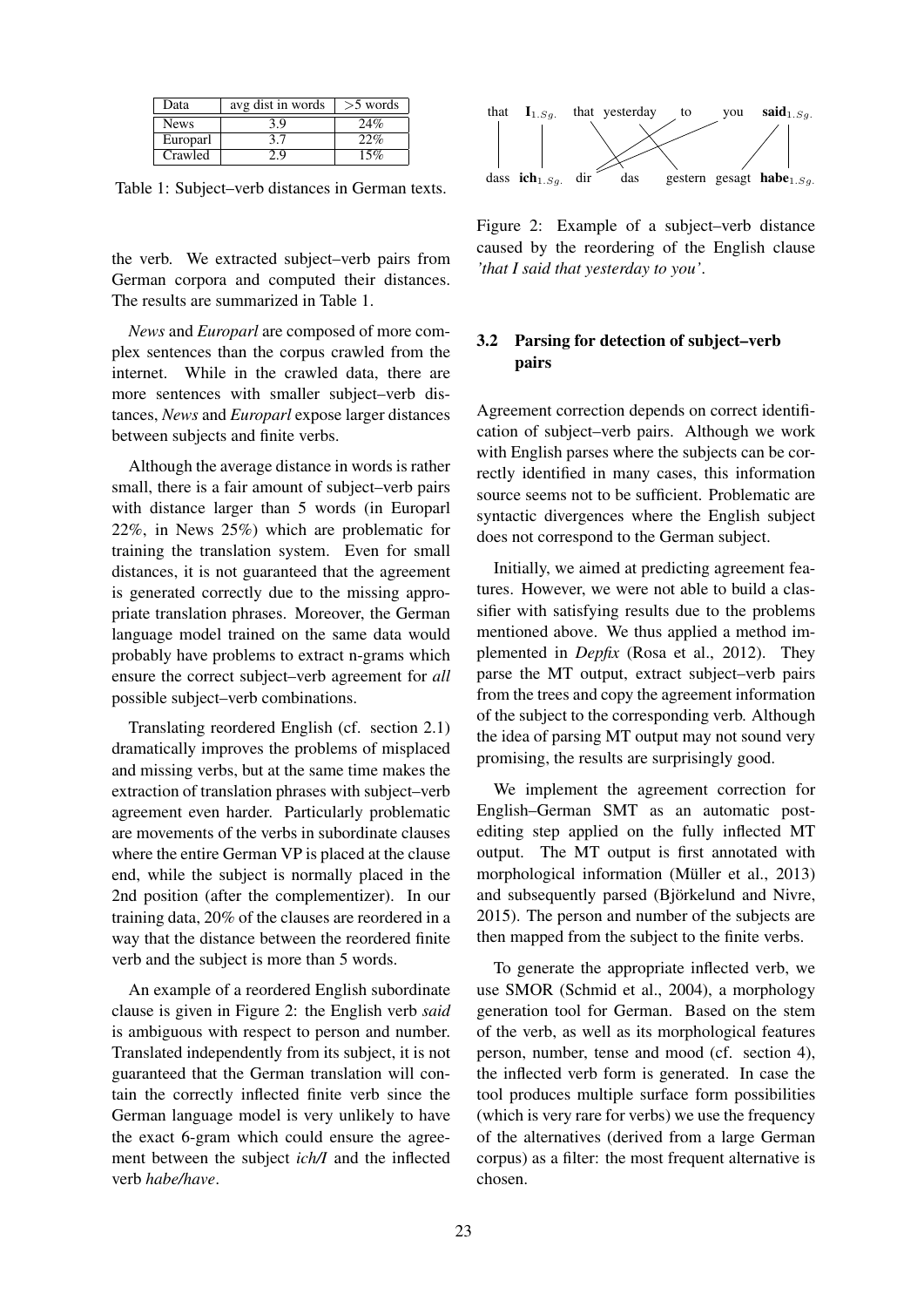| Data | avg dist in words | >5 words |
|---|---|---|
| News | 3.9 | 24% |
| Europarl | 3.7 | 22% |
| Crawled | 2.9 | 15% |

Table 1: Subject–verb distances in German texts.

the verb. We extracted subject–verb pairs from German corpora and computed their distances. The results are summarized in Table 1.

*News* and *Europarl* are composed of more complex sentences than the corpus crawled from the internet. While in the crawled data, there are more sentences with smaller subject–verb distances, *News* and *Europarl* expose larger distances between subjects and finite verbs.

Although the average distance in words is rather small, there is a fair amount of subject–verb pairs with distance larger than 5 words (in Europarl 22%, in News 25%) which are problematic for training the translation system. Even for small distances, it is not guaranteed that the agreement is generated correctly due to the missing appropriate translation phrases. Moreover, the German language model trained on the same data would probably have problems to extract n-grams which ensure the correct subject–verb agreement for *all* possible subject–verb combinations.

Translating reordered English (cf. section 2.1) dramatically improves the problems of misplaced and missing verbs, but at the same time makes the extraction of translation phrases with subject–verb agreement even harder. Particularly problematic are movements of the verbs in subordinate clauses where the entire German VP is placed at the clause end, while the subject is normally placed in the 2nd position (after the complementizer). In our training data, 20% of the clauses are reordered in a way that the distance between the reordered finite verb and the subject is more than 5 words.

An example of a reordered English subordinate clause is given in Figure 2: the English verb *said* is ambiguous with respect to person and number. Translated independently from its subject, it is not guaranteed that the German translation will contain the correctly inflected finite verb since the German language model is very unlikely to have the exact 6-gram which could ensure the agreement between the subject *ich/I* and the inflected verb *habe/have*.

that **I**$_{1.Sg.}$ that yesterday to you **said**$_{1.Sg.}$

dass **ich**$_{1.Sg.}$ dir das gestern gesagt **habe**$_{1.Sg.}$

Figure 2: Example of a subject–verb distance caused by the reordering of the English clause *'that I said that yesterday to you'*.

### 3.2 Parsing for detection of subject–verb pairs

Agreement correction depends on correct identification of subject–verb pairs. Although we work with English parses where the subjects can be correctly identified in many cases, this information source seems not to be sufficient. Problematic are syntactic divergences where the English subject does not correspond to the German subject.

Initially, we aimed at predicting agreement features. However, we were not able to build a classifier with satisfying results due to the problems mentioned above. We thus applied a method implemented in *Depfix* (Rosa et al., 2012). They parse the MT output, extract subject–verb pairs from the trees and copy the agreement information of the subject to the corresponding verb. Although the idea of parsing MT output may not sound very promising, the results are surprisingly good.

We implement the agreement correction for English–German SMT as an automatic post-editing step applied on the fully inflected MT output. The MT output is first annotated with morphological information (Müller et al., 2013) and subsequently parsed (Björkelund and Nivre, 2015). The person and number of the subjects are then mapped from the subject to the finite verbs.

To generate the appropriate inflected verb, we use SMOR (Schmid et al., 2004), a morphology generation tool for German. Based on the stem of the verb, as well as its morphological features person, number, tense and mood (cf. section 4), the inflected verb form is generated. In case the tool produces multiple surface form possibilities (which is very rare for verbs) we use the frequency of the alternatives (derived from a large German corpus) as a filter: the most frequent alternative is chosen.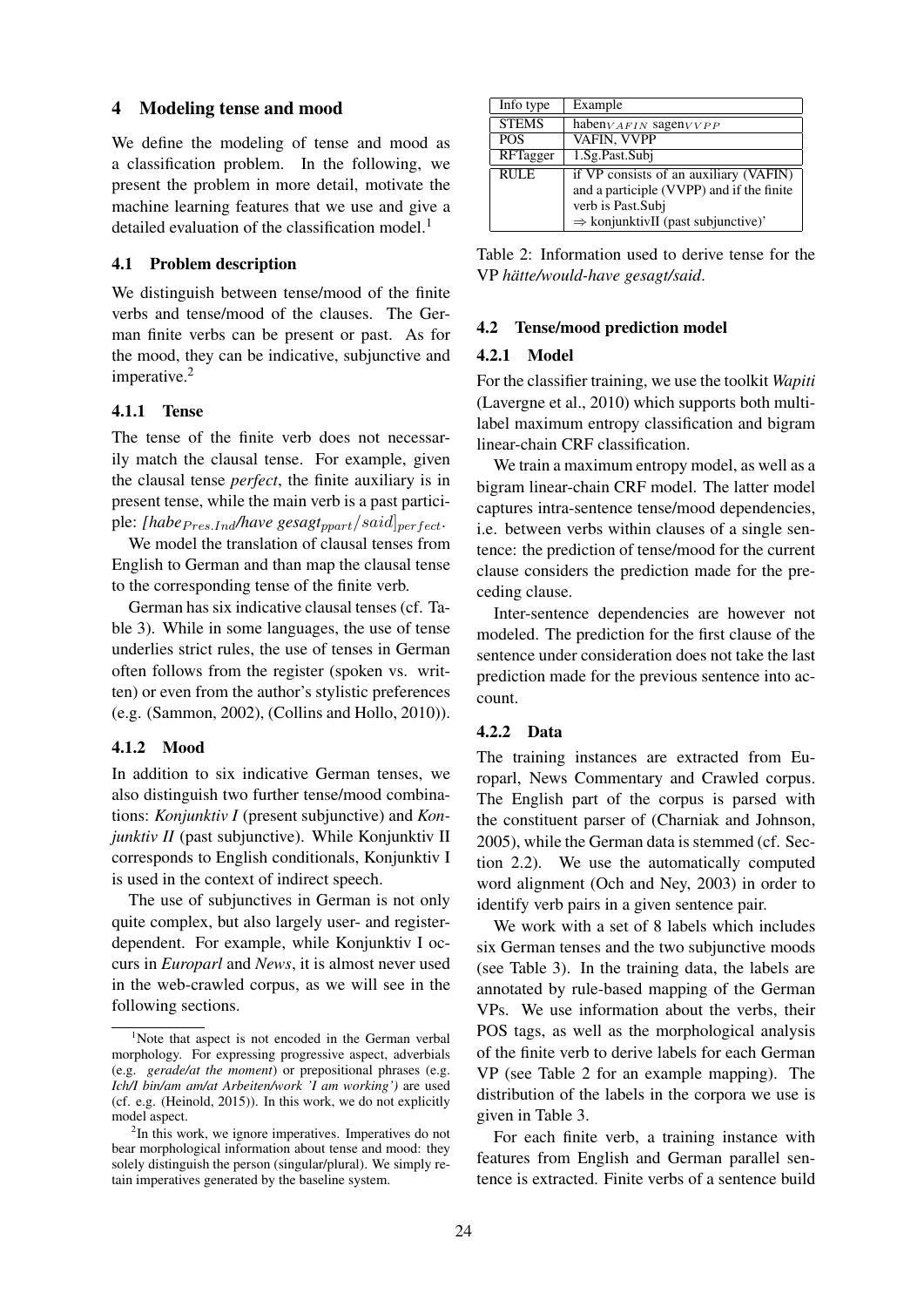## 4 Modeling tense and mood

We define the modeling of tense and mood as a classification problem. In the following, we present the problem in more detail, motivate the machine learning features that we use and give a detailed evaluation of the classification model.[1]

### 4.1 Problem description

We distinguish between tense/mood of the finite verbs and tense/mood of the clauses. The German finite verbs can be present or past. As for the mood, they can be indicative, subjunctive and imperative.[2]

#### 4.1.1 Tense

The tense of the finite verb does not necessarily match the clausal tense. For example, given the clausal tense *perfect*, the finite auxiliary is in present tense, while the main verb is a past participle: *[habe$_{Pres.Ind}$/have gesagt$_{ppart}$/said]$_{perfect}$*.

We model the translation of clausal tenses from English to German and than map the clausal tense to the corresponding tense of the finite verb.

German has six indicative clausal tenses (cf. Table 3). While in some languages, the use of tense underlies strict rules, the use of tenses in German often follows from the register (spoken vs. written) or even from the author's stylistic preferences (e.g. (Sammon, 2002), (Collins and Hollo, 2010)).

#### 4.1.2 Mood

In addition to six indicative German tenses, we also distinguish two further tense/mood combinations: *Konjunktiv I* (present subjunctive) and *Konjunktiv II* (past subjunctive). While Konjunktiv II corresponds to English conditionals, Konjunktiv I is used in the context of indirect speech.

The use of subjunctives in German is not only quite complex, but also largely user- and register-dependent. For example, while Konjunktiv I occurs in *Europarl* and *News*, it is almost never used in the web-crawled corpus, as we will see in the following sections.

[1] Note that aspect is not encoded in the German verbal morphology. For expressing progressive aspect, adverbials (e.g. *gerade/at the moment*) or prepositional phrases (e.g. *Ich/I bin/am am/at Arbeiten/work 'I am working')* are used (cf. e.g. (Heinold, 2015)). In this work, we do not explicitly model aspect.

[2] In this work, we ignore imperatives. Imperatives do not bear morphological information about tense and mood: they solely distinguish the person (singular/plural). We simply retain imperatives generated by the baseline system.

| Info type | Example |
|---|---|
| STEMS | haben$_{VAFIN}$ sagen$_{VVPP}$ |
| POS | VAFIN, VVPP |
| RFTagger | 1.Sg.Past.Subj |
| RULE | if VP consists of an auxiliary (VAFIN) and a participle (VVPP) and if the finite verb is Past.Subj ⇒ konjunktivII (past subjunctive)' |

Table 2: Information used to derive tense for the VP *hätte/would-have gesagt/said*.

### 4.2 Tense/mood prediction model

#### 4.2.1 Model

For the classifier training, we use the toolkit *Wapiti* (Lavergne et al., 2010) which supports both multi-label maximum entropy classification and bigram linear-chain CRF classification.

We train a maximum entropy model, as well as a bigram linear-chain CRF model. The latter model captures intra-sentence tense/mood dependencies, i.e. between verbs within clauses of a single sentence: the prediction of tense/mood for the current clause considers the prediction made for the preceding clause.

Inter-sentence dependencies are however not modeled. The prediction for the first clause of the sentence under consideration does not take the last prediction made for the previous sentence into account.

#### 4.2.2 Data

The training instances are extracted from Europarl, News Commentary and Crawled corpus. The English part of the corpus is parsed with the constituent parser of (Charniak and Johnson, 2005), while the German data is stemmed (cf. Section 2.2). We use the automatically computed word alignment (Och and Ney, 2003) in order to identify verb pairs in a given sentence pair.

We work with a set of 8 labels which includes six German tenses and the two subjunctive moods (see Table 3). In the training data, the labels are annotated by rule-based mapping of the German VPs. We use information about the verbs, their POS tags, as well as the morphological analysis of the finite verb to derive labels for each German VP (see Table 2 for an example mapping). The distribution of the labels in the corpora we use is given in Table 3.

For each finite verb, a training instance with features from English and German parallel sentence is extracted. Finite verbs of a sentence build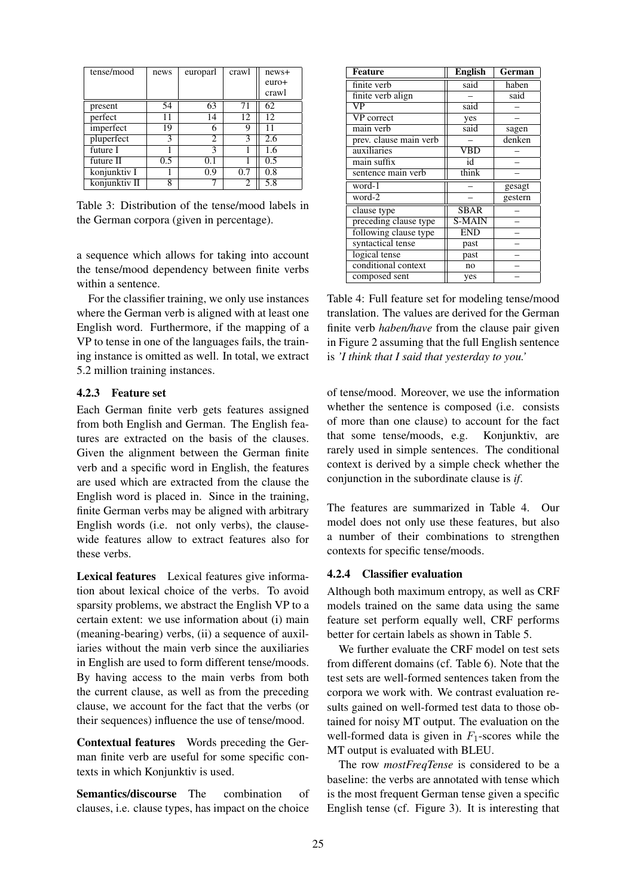| tense/mood | news | europarl | crawl | news+ euro+ crawl |
|---|---|---|---|---|
| present | 54 | 63 | 71 | 62 |
| perfect | 11 | 14 | 12 | 12 |
| imperfect | 19 | 6 | 9 | 11 |
| pluperfect | 3 | 2 | 3 | 2.6 |
| future I | 1 | 3 | 1 | 1.6 |
| future II | 0.5 | 0.1 | 1 | 0.5 |
| konjunktiv I | 1 | 0.9 | 0.7 | 0.8 |
| konjunktiv II | 8 | 7 | 2 | 5.8 |

Table 3: Distribution of the tense/mood labels in the German corpora (given in percentage).

a sequence which allows for taking into account the tense/mood dependency between finite verbs within a sentence.

For the classifier training, we only use instances where the German verb is aligned with at least one English word. Furthermore, if the mapping of a VP to tense in one of the languages fails, the training instance is omitted as well. In total, we extract 5.2 million training instances.

#### 4.2.3 Feature set

Each German finite verb gets features assigned from both English and German. The English features are extracted on the basis of the clauses. Given the alignment between the German finite verb and a specific word in English, the features are used which are extracted from the clause the English word is placed in. Since in the training, finite German verbs may be aligned with arbitrary English words (i.e. not only verbs), the clause-wide features allow to extract features also for these verbs.

**Lexical features** Lexical features give information about lexical choice of the verbs. To avoid sparsity problems, we abstract the English VP to a certain extent: we use information about (i) main (meaning-bearing) verbs, (ii) a sequence of auxiliaries without the main verb since the auxiliaries in English are used to form different tense/moods. By having access to the main verbs from both the current clause, as well as from the preceding clause, we account for the fact that the verbs (or their sequences) influence the use of tense/mood.

**Contextual features** Words preceding the German finite verb are useful for some specific contexts in which Konjunktiv is used.

**Semantics/discourse** The combination of clauses, i.e. clause types, has impact on the choice of tense/mood. Moreover, we use the information whether the sentence is composed (i.e. consists of more than one clause) to account for the fact that some tense/moods, e.g. Konjunktiv, are rarely used in simple sentences. The conditional context is derived by a simple check whether the conjunction in the subordinate clause is *if*.

The features are summarized in Table 4. Our model does not only use these features, but also a number of their combinations to strengthen contexts for specific tense/moods.

| Feature | English | German |
|---|---|---|
| finite verb | said | haben |
| finite verb align | – | said |
| VP | said | – |
| VP correct | yes | – |
| main verb | said | sagen |
| prev. clause main verb | – | denken |
| auxiliaries | VBD | – |
| main suffix | id | – |
| sentence main verb | think | – |
| word-1 | – | gesagt |
| word-2 | – | gestern |
| clause type | SBAR | – |
| preceding clause type | S-MAIN | – |
| following clause type | END | – |
| syntactical tense | past | – |
| logical tense | past | – |
| conditional context | no | – |
| composed sent | yes | – |

Table 4: Full feature set for modeling tense/mood translation. The values are derived for the German finite verb *haben/have* from the clause pair given in Figure 2 assuming that the full English sentence is *'I think that I said that yesterday to you.'*

#### 4.2.4 Classifier evaluation

Although both maximum entropy, as well as CRF models trained on the same data using the same feature set perform equally well, CRF performs better for certain labels as shown in Table 5.

We further evaluate the CRF model on test sets from different domains (cf. Table 6). Note that the test sets are well-formed sentences taken from the corpora we work with. We contrast evaluation results gained on well-formed test data to those obtained for noisy MT output. The evaluation on the well-formed data is given in $F_1$-scores while the MT output is evaluated with BLEU.

The row *mostFreqTense* is considered to be a baseline: the verbs are annotated with tense which is the most frequent German tense given a specific English tense (cf. Figure 3). It is interesting that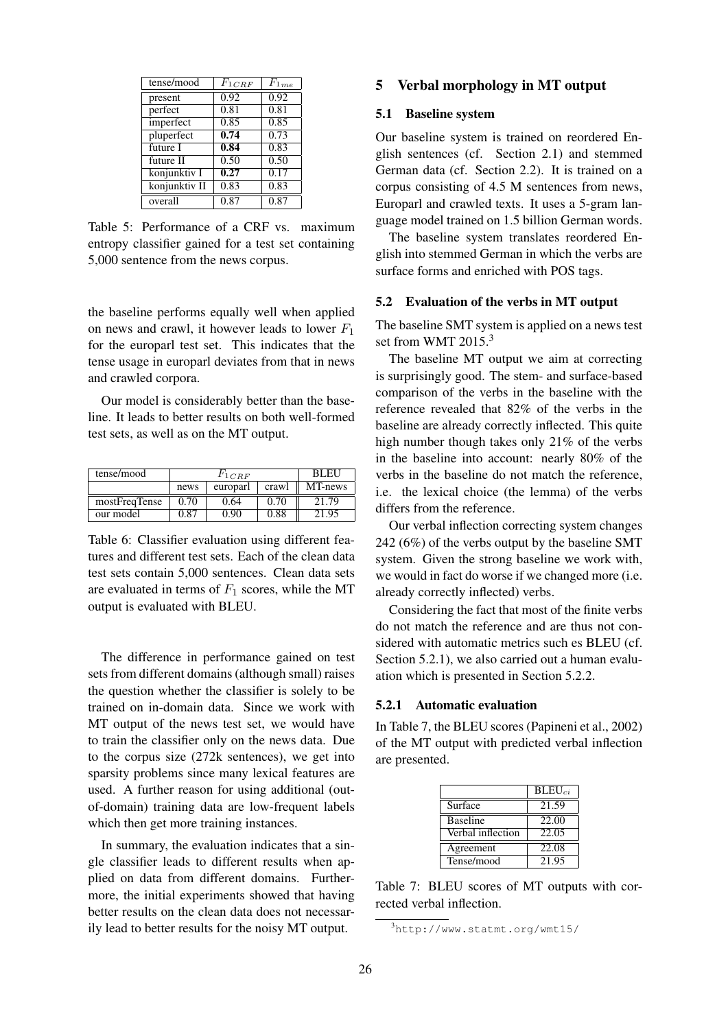| tense/mood | $F_{1CRF}$ | $F_{1me}$ |
|---|---|---|
| present | 0.92 | 0.92 |
| perfect | 0.81 | 0.81 |
| imperfect | 0.85 | 0.85 |
| pluperfect | **0.74** | 0.73 |
| future I | **0.84** | 0.83 |
| future II | 0.50 | 0.50 |
| konjunktiv I | **0.27** | 0.17 |
| konjunktiv II | 0.83 | 0.83 |
| overall | 0.87 | 0.87 |

Table 5: Performance of a CRF vs. maximum entropy classifier gained for a test set containing 5,000 sentence from the news corpus.

the baseline performs equally well when applied on news and crawl, it however leads to lower $F_1$ for the europarl test set. This indicates that the tense usage in europarl deviates from that in news and crawled corpora.

Our model is considerably better than the baseline. It leads to better results on both well-formed test sets, as well as on the MT output.

| tense/mood | $F_{1CRF}$ | | | BLEU |
|---|---|---|---|---|
| | news | europarl | crawl | MT-news |
| mostFreqTense | 0.70 | 0.64 | 0.70 | 21.79 |
| our model | 0.87 | 0.90 | 0.88 | 21.95 |

Table 6: Classifier evaluation using different features and different test sets. Each of the clean data test sets contain 5,000 sentences. Clean data sets are evaluated in terms of $F_1$ scores, while the MT output is evaluated with BLEU.

The difference in performance gained on test sets from different domains (although small) raises the question whether the classifier is solely to be trained on in-domain data. Since we work with MT output of the news test set, we would have to train the classifier only on the news data. Due to the corpus size (272k sentences), we get into sparsity problems since many lexical features are used. A further reason for using additional (out-of-domain) training data are low-frequent labels which then get more training instances.

In summary, the evaluation indicates that a single classifier leads to different results when applied on data from different domains. Furthermore, the initial experiments showed that having better results on the clean data does not necessarily lead to better results for the noisy MT output.

## 5 Verbal morphology in MT output

### 5.1 Baseline system

Our baseline system is trained on reordered English sentences (cf. Section 2.1) and stemmed German data (cf. Section 2.2). It is trained on a corpus consisting of 4.5 M sentences from news, Europarl and crawled texts. It uses a 5-gram language model trained on 1.5 billion German words.

The baseline system translates reordered English into stemmed German in which the verbs are surface forms and enriched with POS tags.

### 5.2 Evaluation of the verbs in MT output

The baseline SMT system is applied on a news test set from WMT 2015.[3]

The baseline MT output we aim at correcting is surprisingly good. The stem- and surface-based comparison of the verbs in the baseline with the reference revealed that 82% of the verbs in the baseline are already correctly inflected. This quite high number though takes only 21% of the verbs in the baseline into account: nearly 80% of the verbs in the baseline do not match the reference, i.e. the lexical choice (the lemma) of the verbs differs from the reference.

Our verbal inflection correcting system changes 242 (6%) of the verbs output by the baseline SMT system. Given the strong baseline we work with, we would in fact do worse if we changed more (i.e. already correctly inflected) verbs.

Considering the fact that most of the finite verbs do not match the reference and are thus not considered with automatic metrics such es BLEU (cf. Section 5.2.1), we also carried out a human evaluation which is presented in Section 5.2.2.

#### 5.2.1 Automatic evaluation

In Table 7, the BLEU scores (Papineni et al., 2002) of the MT output with predicted verbal inflection are presented.

| | $\text{BLEU}_{ci}$ |
|---|---|
| Surface | 21.59 |
| Baseline | 22.00 |
| Verbal inflection | 22.05 |
| Agreement | 22.08 |
| Tense/mood | 21.95 |

Table 7: BLEU scores of MT outputs with corrected verbal inflection.

[3] http://www.statmt.org/wmt15/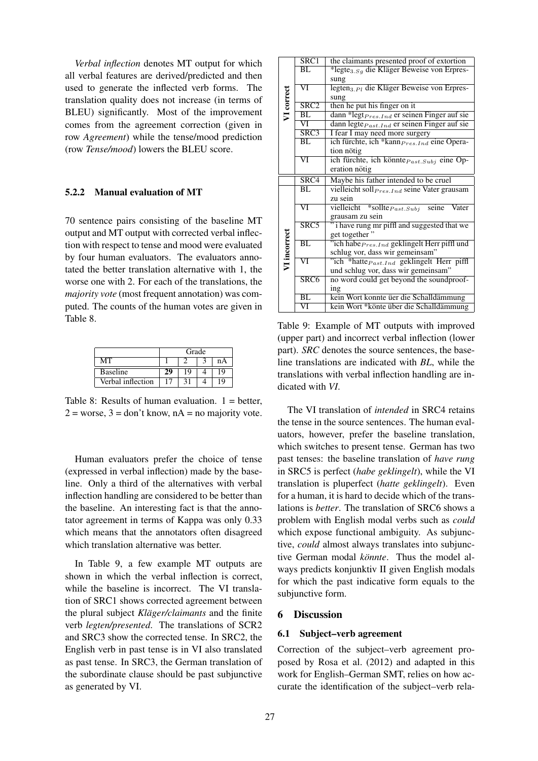*Verbal inflection* denotes MT output for which all verbal features are derived/predicted and then used to generate the inflected verb forms. The translation quality does not increase (in terms of BLEU) significantly. Most of the improvement comes from the agreement correction (given in row *Agreement*) while the tense/mood prediction (row *Tense/mood*) lowers the BLEU score.

### 5.2.2 Manual evaluation of MT

70 sentence pairs consisting of the baseline MT output and MT output with corrected verbal inflection with respect to tense and mood were evaluated by four human evaluators. The evaluators annotated the better translation alternative with 1, the worse one with 2. For each of the translations, the *majority vote* (most frequent annotation) was computed. The counts of the human votes are given in Table 8.

| | Grade | | | |
|---|---|---|---|---|
| MT | 1 | 2 | 3 | nA |
| Baseline | **29** | 19 | 4 | 19 |
| Verbal inflection | 17 | 31 | 4 | 19 |

Table 8: Results of human evaluation. 1 = better, 2 = worse, 3 = don't know, nA = no majority vote.

Human evaluators prefer the choice of tense (expressed in verbal inflection) made by the baseline. Only a third of the alternatives with verbal inflection handling are considered to be better than the baseline. An interesting fact is that the annotator agreement in terms of Kappa was only 0.33 which means that the annotators often disagreed which translation alternative was better.

In Table 9, a few example MT outputs are shown in which the verbal inflection is correct, while the baseline is incorrect. The VI translation of SRC1 shows corrected agreement between the plural subject *Kläger/claimants* and the finite verb *legten/presented*. The translations of SCR2 and SRC3 show the corrected tense. In SRC2, the English verb in past tense is in VI also translated as past tense. In SRC3, the German translation of the subordinate clause should be past subjunctive as generated by VI.

| | | |
|---|---|---|
| **VI correct** | SRC1 | the claimants presented proof of extortion |
| | BL | *legte$_{3.Sg}$ die Kläger Beweise von Erpressung |
| | VI | legten$_{3.Pl}$ die Kläger Beweise von Erpressung |
| | SRC2 | then he put his finger on it |
| | BL | dann *legt$_{Pres.Ind}$ er seinen Finger auf sie |
| | VI | dann legte$_{Past.Ind}$ er seinen Finger auf sie |
| | SRC3 | I fear I may need more surgery |
| | BL | ich fürchte, ich *kann$_{Pres.Ind}$ eine Operation nötig |
| | VI | ich fürchte, ich könnte$_{Past.Subj}$ eine Operation nötig |
| | SRC4 | Maybe his father intended to be cruel |
| **VI incorrect** | BL | vielleicht soll$_{Pres.Ind}$ seine Vater grausam zu sein |
| | VI | vielleicht *sollte$_{Past.Subj}$ seine Vater grausam zu sein |
| | SRC5 | " i have rung mr piffl and suggested that we get together " |
| | BL | "ich habe$_{Pres.Ind}$ geklingelt Herr piffl und schlug vor, dass wir gemeinsam" |
| | VI | "ich *hatte$_{Past.Ind}$ geklingelt Herr piffl und schlug vor, dass wir gemeinsam" |
| | SRC6 | no word could get beyond the soundproofing |
| | BL | kein Wort konnte üer die Schalldämmung |
| | VI | kein Wort *könte über die Schalldämmung |

Table 9: Example of MT outputs with improved (upper part) and incorrect verbal inflection (lower part). *SRC* denotes the source sentences, the baseline translations are indicated with *BL*, while the translations with verbal inflection handling are indicated with *VI*.

The VI translation of *intended* in SRC4 retains the tense in the source sentences. The human evaluators, however, prefer the baseline translation, which switches to present tense. German has two past tenses: the baseline translation of *have rung* in SRC5 is perfect (*habe geklingelt*), while the VI translation is pluperfect (*hatte geklingelt*). Even for a human, it is hard to decide which of the translations is *better*. The translation of SRC6 shows a problem with English modal verbs such as *could* which expose functional ambiguity. As subjunctive, *could* almost always translates into subjunctive German modal *könnte*. Thus the model always predicts konjunktiv II given English modals for which the past indicative form equals to the subjunctive form.

## 6 Discussion

### 6.1 Subject–verb agreement

Correction of the subject–verb agreement proposed by Rosa et al. (2012) and adapted in this work for English–German SMT, relies on how accurate the identification of the subject–verb rela-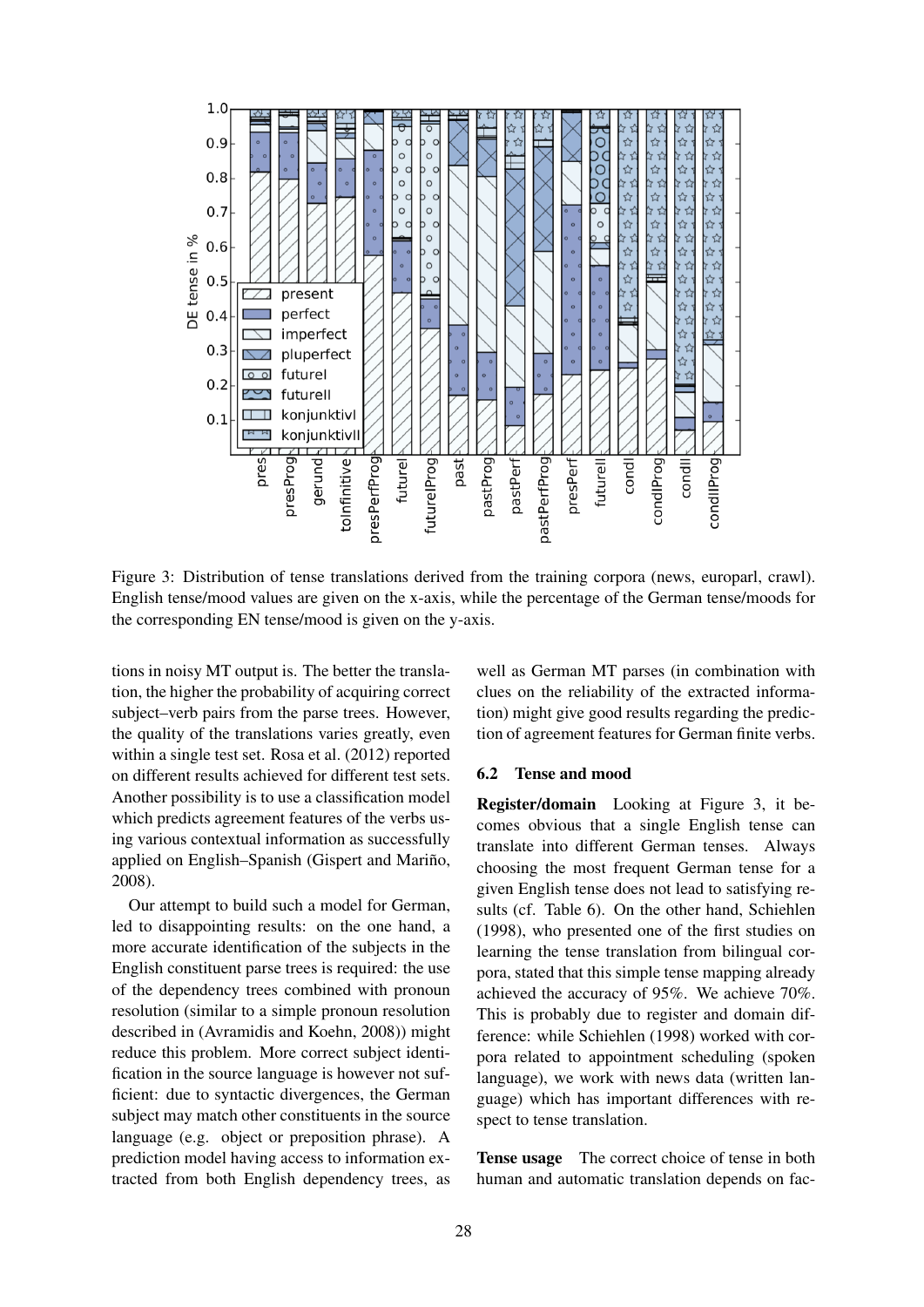Figure 3: Distribution of tense translations derived from the training corpora (news, europarl, crawl). English tense/mood values are given on the x-axis, while the percentage of the German tense/moods for the corresponding EN tense/mood is given on the y-axis.

tions in noisy MT output is. The better the translation, the higher the probability of acquiring correct subject–verb pairs from the parse trees. However, the quality of the translations varies greatly, even within a single test set. Rosa et al. (2012) reported on different results achieved for different test sets. Another possibility is to use a classification model which predicts agreement features of the verbs using various contextual information as successfully applied on English–Spanish (Gispert and Mariño, 2008).

Our attempt to build such a model for German, led to disappointing results: on the one hand, a more accurate identification of the subjects in the English constituent parse trees is required: the use of the dependency trees combined with pronoun resolution (similar to a simple pronoun resolution described in (Avramidis and Koehn, 2008)) might reduce this problem. More correct subject identification in the source language is however not sufficient: due to syntactic divergences, the German subject may match other constituents in the source language (e.g. object or preposition phrase). A prediction model having access to information extracted from both English dependency trees, as well as German MT parses (in combination with clues on the reliability of the extracted information) might give good results regarding the prediction of agreement features for German finite verbs.

### 6.2 Tense and mood

**Register/domain** Looking at Figure 3, it becomes obvious that a single English tense can translate into different German tenses. Always choosing the most frequent German tense for a given English tense does not lead to satisfying results (cf. Table 6). On the other hand, Schiehlen (1998), who presented one of the first studies on learning the tense translation from bilingual corpora, stated that this simple tense mapping already achieved the accuracy of 95%. We achieve 70%. This is probably due to register and domain difference: while Schiehlen (1998) worked with corpora related to appointment scheduling (spoken language), we work with news data (written language) which has important differences with respect to tense translation.

**Tense usage** The correct choice of tense in both human and automatic translation depends on fac-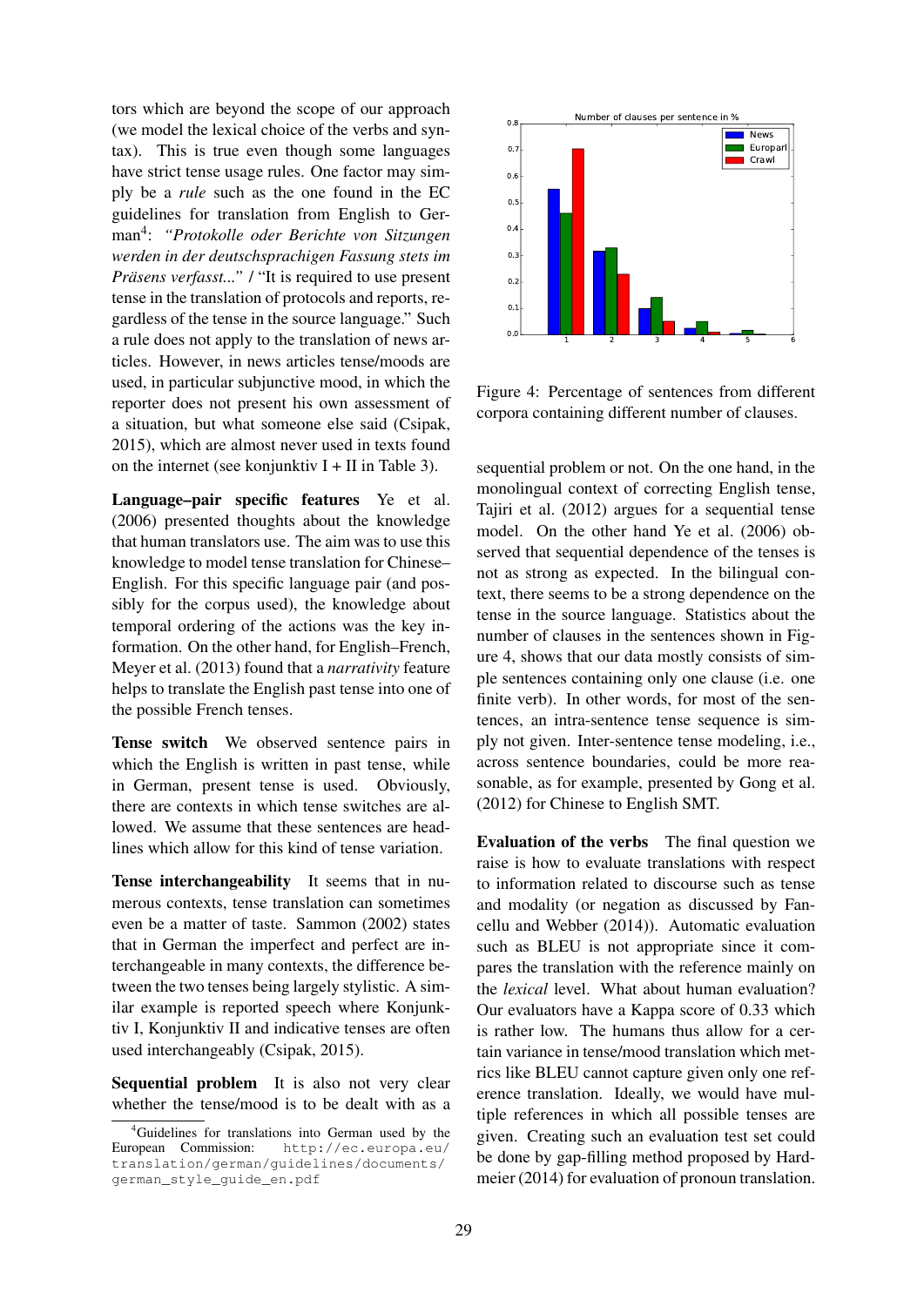tors which are beyond the scope of our approach (we model the lexical choice of the verbs and syntax). This is true even though some languages have strict tense usage rules. One factor may simply be a *rule* such as the one found in the EC guidelines for translation from English to German[4]: *"Protokolle oder Berichte von Sitzungen werden in der deutschsprachigen Fassung stets im Präsens verfasst..."* / "It is required to use present tense in the translation of protocols and reports, regardless of the tense in the source language." Such a rule does not apply to the translation of news articles. However, in news articles tense/moods are used, in particular subjunctive mood, in which the reporter does not present his own assessment of a situation, but what someone else said (Csipak, 2015), which are almost never used in texts found on the internet (see konjunktiv I + II in Table 3).

**Language–pair specific features** Ye et al. (2006) presented thoughts about the knowledge that human translators use. The aim was to use this knowledge to model tense translation for Chinese–English. For this specific language pair (and possibly for the corpus used), the knowledge about temporal ordering of the actions was the key information. On the other hand, for English–French, Meyer et al. (2013) found that a *narrativity* feature helps to translate the English past tense into one of the possible French tenses.

**Tense switch** We observed sentence pairs in which the English is written in past tense, while in German, present tense is used. Obviously, there are contexts in which tense switches are allowed. We assume that these sentences are headlines which allow for this kind of tense variation.

**Tense interchangeability** It seems that in numerous contexts, tense translation can sometimes even be a matter of taste. Sammon (2002) states that in German the imperfect and perfect are interchangeable in many contexts, the difference between the two tenses being largely stylistic. A similar example is reported speech where Konjunktiv I, Konjunktiv II and indicative tenses are often used interchangeably (Csipak, 2015).

**Sequential problem** It is also not very clear whether the tense/mood is to be dealt with as a sequential problem or not. On the one hand, in the monolingual context of correcting English tense, Tajiri et al. (2012) argues for a sequential tense model. On the other hand Ye et al. (2006) observed that sequential dependence of the tenses is not as strong as expected. In the bilingual context, there seems to be a strong dependence on the tense in the source language. Statistics about the number of clauses in the sentences shown in Figure 4, shows that our data mostly consists of simple sentences containing only one clause (i.e. one finite verb). In other words, for most of the sentences, an intra-sentence tense sequence is simply not given. Inter-sentence tense modeling, i.e., across sentence boundaries, could be more reasonable, as for example, presented by Gong et al. (2012) for Chinese to English SMT.

Figure 4: Percentage of sentences from different corpora containing different number of clauses.

**Evaluation of the verbs** The final question we raise is how to evaluate translations with respect to information related to discourse such as tense and modality (or negation as discussed by Fancellu and Webber (2014)). Automatic evaluation such as BLEU is not appropriate since it compares the translation with the reference mainly on the *lexical* level. What about human evaluation? Our evaluators have a Kappa score of 0.33 which is rather low. The humans thus allow for a certain variance in tense/mood translation which metrics like BLEU cannot capture given only one reference translation. Ideally, we would have multiple references in which all possible tenses are given. Creating such an evaluation test set could be done by gap-filling method proposed by Hardmeier (2014) for evaluation of pronoun translation.

[4] Guidelines for translations into German used by the European Commission: http://ec.europa.eu/translation/german/guidelines/documents/german_style_guide_en.pdf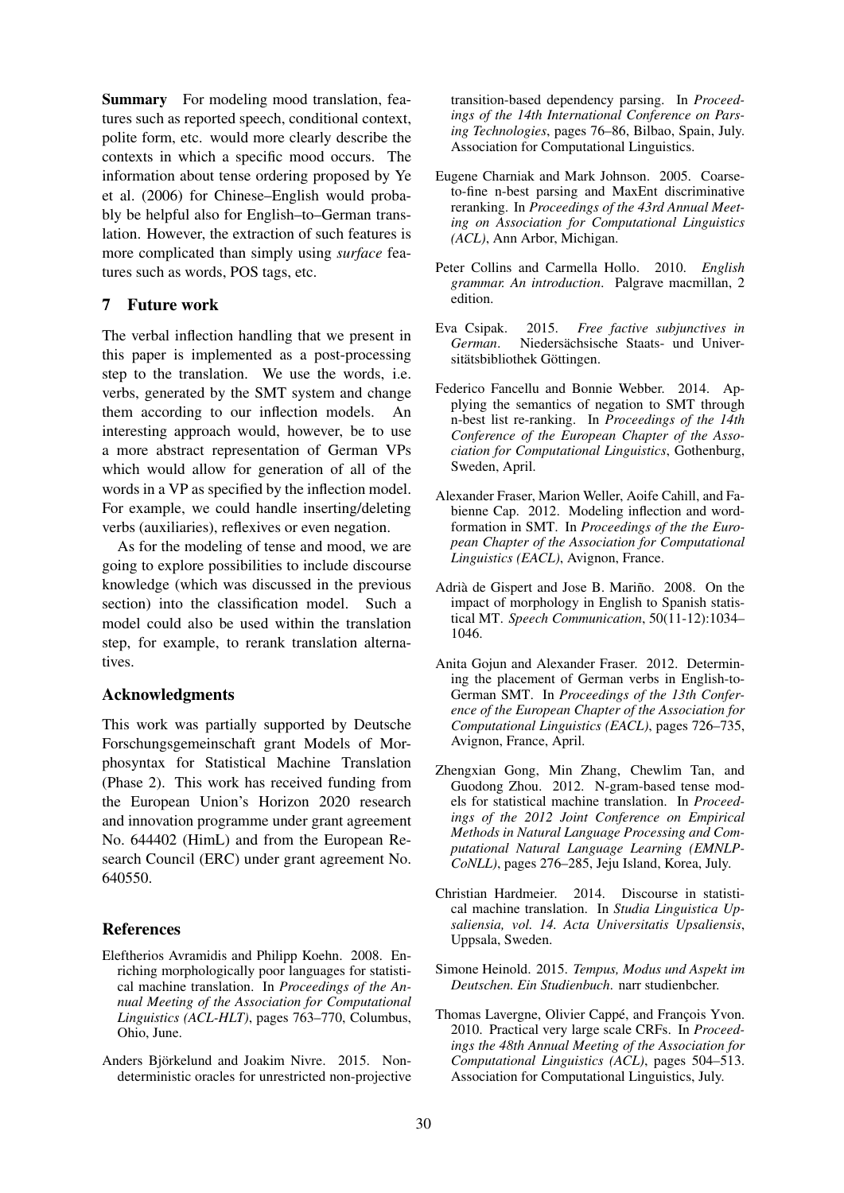**Summary** For modeling mood translation, features such as reported speech, conditional context, polite form, etc. would more clearly describe the contexts in which a specific mood occurs. The information about tense ordering proposed by Ye et al. (2006) for Chinese–English would probably be helpful also for English–to–German translation. However, the extraction of such features is more complicated than simply using *surface* features such as words, POS tags, etc.

## 7 Future work

The verbal inflection handling that we present in this paper is implemented as a post-processing step to the translation. We use the words, i.e. verbs, generated by the SMT system and change them according to our inflection models. An interesting approach would, however, be to use a more abstract representation of German VPs which would allow for generation of all of the words in a VP as specified by the inflection model. For example, we could handle inserting/deleting verbs (auxiliaries), reflexives or even negation.

As for the modeling of tense and mood, we are going to explore possibilities to include discourse knowledge (which was discussed in the previous section) into the classification model. Such a model could also be used within the translation step, for example, to rerank translation alternatives.

## Acknowledgments

This work was partially supported by Deutsche Forschungsgemeinschaft grant Models of Morphosyntax for Statistical Machine Translation (Phase 2). This work has received funding from the European Union's Horizon 2020 research and innovation programme under grant agreement No. 644402 (HimL) and from the European Research Council (ERC) under grant agreement No. 640550.

## References

Eleftherios Avramidis and Philipp Koehn. 2008. Enriching morphologically poor languages for statistical machine translation. In *Proceedings of the Annual Meeting of the Association for Computational Linguistics (ACL-HLT)*, pages 763–770, Columbus, Ohio, June.

Anders Björkelund and Joakim Nivre. 2015. Non-deterministic oracles for unrestricted non-projective transition-based dependency parsing. In *Proceedings of the 14th International Conference on Parsing Technologies*, pages 76–86, Bilbao, Spain, July. Association for Computational Linguistics.

Eugene Charniak and Mark Johnson. 2005. Coarse-to-fine n-best parsing and MaxEnt discriminative reranking. In *Proceedings of the 43rd Annual Meeting on Association for Computational Linguistics (ACL)*, Ann Arbor, Michigan.

Peter Collins and Carmella Hollo. 2010. *English grammar. An introduction*. Palgrave macmillan, 2 edition.

Eva Csipak. 2015. *Free factive subjunctives in German*. Niedersächsische Staats- und Universitätsbibliothek Göttingen.

Federico Fancellu and Bonnie Webber. 2014. Applying the semantics of negation to SMT through n-best list re-ranking. In *Proceedings of the 14th Conference of the European Chapter of the Association for Computational Linguistics*, Gothenburg, Sweden, April.

Alexander Fraser, Marion Weller, Aoife Cahill, and Fabienne Cap. 2012. Modeling inflection and word-formation in SMT. In *Proceedings of the the European Chapter of the Association for Computational Linguistics (EACL)*, Avignon, France.

Adrià de Gispert and Jose B. Mariño. 2008. On the impact of morphology in English to Spanish statistical MT. *Speech Communication*, 50(11-12):1034–1046.

Anita Gojun and Alexander Fraser. 2012. Determining the placement of German verbs in English-to-German SMT. In *Proceedings of the 13th Conference of the European Chapter of the Association for Computational Linguistics (EACL)*, pages 726–735, Avignon, France, April.

Zhengxian Gong, Min Zhang, Chewlim Tan, and Guodong Zhou. 2012. N-gram-based tense models for statistical machine translation. In *Proceedings of the 2012 Joint Conference on Empirical Methods in Natural Language Processing and Computational Natural Language Learning (EMNLP-CoNLL)*, pages 276–285, Jeju Island, Korea, July.

Christian Hardmeier. 2014. Discourse in statistical machine translation. In *Studia Linguistica Upsaliensia, vol. 14. Acta Universitatis Upsaliensis*, Uppsala, Sweden.

Simone Heinold. 2015. *Tempus, Modus und Aspekt im Deutschen. Ein Studienbuch*. narr studienbcher.

Thomas Lavergne, Olivier Cappé, and François Yvon. 2010. Practical very large scale CRFs. In *Proceedings the 48th Annual Meeting of the Association for Computational Linguistics (ACL)*, pages 504–513. Association for Computational Linguistics, July.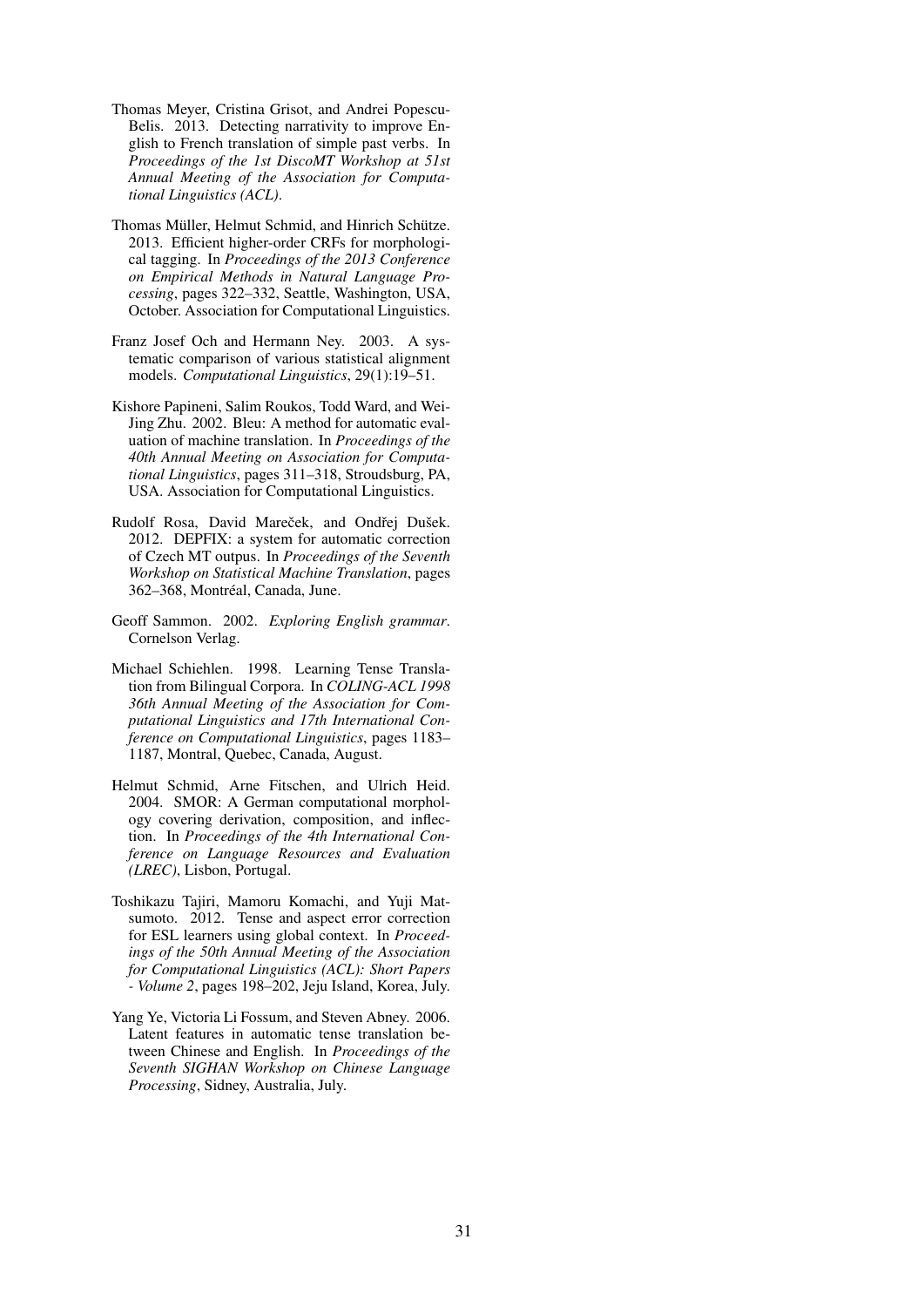Thomas Meyer, Cristina Grisot, and Andrei Popescu-Belis. 2013. Detecting narrativity to improve English to French translation of simple past verbs. In *Proceedings of the 1st DiscoMT Workshop at 51st Annual Meeting of the Association for Computational Linguistics (ACL)*.

Thomas Müller, Helmut Schmid, and Hinrich Schütze. 2013. Efficient higher-order CRFs for morphological tagging. In *Proceedings of the 2013 Conference on Empirical Methods in Natural Language Processing*, pages 322–332, Seattle, Washington, USA, October. Association for Computational Linguistics.

Franz Josef Och and Hermann Ney. 2003. A systematic comparison of various statistical alignment models. *Computational Linguistics*, 29(1):19–51.

Kishore Papineni, Salim Roukos, Todd Ward, and Wei-Jing Zhu. 2002. Bleu: A method for automatic evaluation of machine translation. In *Proceedings of the 40th Annual Meeting on Association for Computational Linguistics*, pages 311–318, Stroudsburg, PA, USA. Association for Computational Linguistics.

Rudolf Rosa, David Mareček, and Ondřej Dušek. 2012. DEPFIX: a system for automatic correction of Czech MT outpus. In *Proceedings of the Seventh Workshop on Statistical Machine Translation*, pages 362–368, Montréal, Canada, June.

Geoff Sammon. 2002. *Exploring English grammar*. Cornelson Verlag.

Michael Schiehlen. 1998. Learning Tense Translation from Bilingual Corpora. In *COLING-ACL 1998 36th Annual Meeting of the Association for Computational Linguistics and 17th International Conference on Computational Linguistics*, pages 1183–1187, Montral, Quebec, Canada, August.

Helmut Schmid, Arne Fitschen, and Ulrich Heid. 2004. SMOR: A German computational morphology covering derivation, composition, and inflection. In *Proceedings of the 4th International Conference on Language Resources and Evaluation (LREC)*, Lisbon, Portugal.

Toshikazu Tajiri, Mamoru Komachi, and Yuji Matsumoto. 2012. Tense and aspect error correction for ESL learners using global context. In *Proceedings of the 50th Annual Meeting of the Association for Computational Linguistics (ACL): Short Papers - Volume 2*, pages 198–202, Jeju Island, Korea, July.

Yang Ye, Victoria Li Fossum, and Steven Abney. 2006. Latent features in automatic tense translation between Chinese and English. In *Proceedings of the Seventh SIGHAN Workshop on Chinese Language Processing*, Sidney, Australia, July.